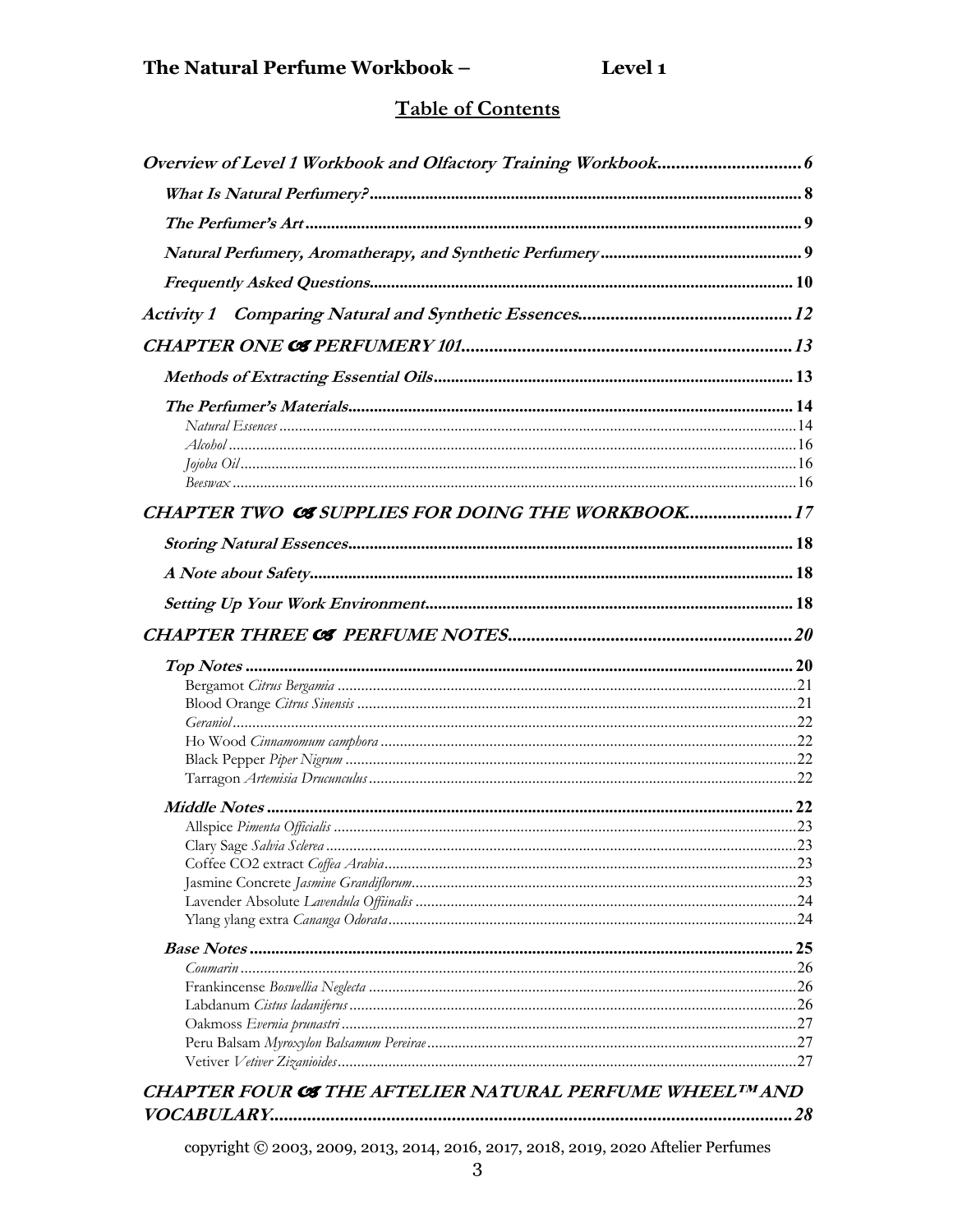# The Natural Perfume Workbook – Level 1

## Table of Contents

*Overview of Level 1 Workbook and Olfactory Training Workbook* .......... 6

- *What Is Natural Perfumery?* .......... 8
- *The Perfumer's Art* .......... 9
- *Natural Perfumery, Aromatherapy, and Synthetic Perfumery* .......... 9
- *Frequently Asked Questions* .......... 10

*Activity 1 Comparing Natural and Synthetic Essences* .......... 12

*CHAPTER ONE ↄ PERFUMERY 101* .......... 13

- *Methods of Extracting Essential Oils* .......... 13
- *The Perfumer's Materials* .......... 14
  - *Natural Essences* .......... 14
  - *Alcohol* .......... 16
  - *Jojoba Oil* .......... 16
  - *Beeswax* .......... 16

*CHAPTER TWO ↄ SUPPLIES FOR DOING THE WORKBOOK* .......... 17

- *Storing Natural Essences* .......... 18
- *A Note about Safety* .......... 18
- *Setting Up Your Work Environment* .......... 18

*CHAPTER THREE ↄ PERFUME NOTES* .......... 20

- *Top Notes* .......... 20
  - Bergamot *Citrus Bergamia* .......... 21
  - Blood Orange *Citrus Sinensis* .......... 21
  - *Geraniol* .......... 22
  - Ho Wood *Cinnamomum camphora* .......... 22
  - Black Pepper *Piper Nigrum* .......... 22
  - Tarragon *Artemisia Drucunculus* .......... 22
- *Middle Notes* .......... 22
  - Allspice *Pimenta Officialis* .......... 23
  - Clary Sage *Salvia Sclerea* .......... 23
  - Coffee CO2 extract *Coffea Arabia* .......... 23
  - Jasmine Concrete *Jasmine Grandiflorum* .......... 23
  - Lavender Absolute *Lavendula Offiinalis* .......... 24
  - Ylang ylang extra *Cananga Odorata* .......... 24
- *Base Notes* .......... 25
  - *Coumarin* .......... 26
  - Frankincense *Boswellia Neglecta* .......... 26
  - Labdanum *Cistus ladaniferus* .......... 26
  - Oakmoss *Evernia prunastri* .......... 27
  - Peru Balsam *Myroxylon Balsamum Pereirae* .......... 27
  - Vetiver *Vetiver Zizanioides* .......... 27

*CHAPTER FOUR ↄ THE AFTELIER NATURAL PERFUME WHEEL™ AND VOCABULARY* .......... 28

copyright © 2003, 2009, 2013, 2014, 2016, 2017, 2018, 2019, 2020 Aftelier Perfumes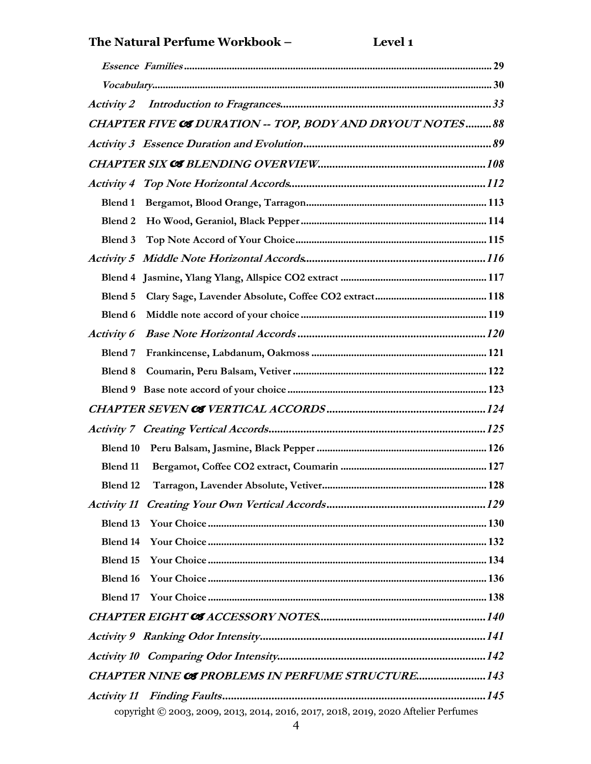*Essence Families* ..... 29

*Vocabulary* ..... 30

***Activity 2 Introduction to Fragrances*** ..... ***33***

***CHAPTER FIVE ☙ DURATION -- TOP, BODY AND DRYOUT NOTES*** ..... ***88***

***Activity 3 Essence Duration and Evolution*** ..... ***89***

***CHAPTER SIX ☙ BLENDING OVERVIEW*** ..... ***108***

***Activity 4 Top Note Horizontal Accords*** ..... ***112***

**Blend 1 Bergamot, Blood Orange, Tarragon** ..... **113**

**Blend 2 Ho Wood, Geraniol, Black Pepper** ..... **114**

**Blend 3 Top Note Accord of Your Choice** ..... **115**

***Activity 5 Middle Note Horizontal Accords*** ..... ***116***

**Blend 4 Jasmine, Ylang Ylang, Allspice CO2 extract** ..... **117**

**Blend 5 Clary Sage, Lavender Absolute, Coffee CO2 extract** ..... **118**

**Blend 6 Middle note accord of your choice** ..... **119**

***Activity 6 Base Note Horizontal Accords*** ..... ***120***

**Blend 7 Frankincense, Labdanum, Oakmoss** ..... **121**

**Blend 8 Coumarin, Peru Balsam, Vetiver** ..... **122**

**Blend 9 Base note accord of your choice** ..... **123**

***CHAPTER SEVEN ☙ VERTICAL ACCORDS*** ..... ***124***

***Activity 7 Creating Vertical Accords*** ..... ***125***

**Blend 10 Peru Balsam, Jasmine, Black Pepper** ..... **126**

**Blend 11 Bergamot, Coffee CO2 extract, Coumarin** ..... **127**

**Blend 12 Tarragon, Lavender Absolute, Vetiver** ..... **128**

***Activity 11 Creating Your Own Vertical Accords*** ..... ***129***

**Blend 13 Your Choice** ..... **130**

**Blend 14 Your Choice** ..... **132**

**Blend 15 Your Choice** ..... **134**

**Blend 16 Your Choice** ..... **136**

**Blend 17 Your Choice** ..... **138**

***CHAPTER EIGHT ☙ ACCESSORY NOTES*** ..... ***140***

***Activity 9 Ranking Odor Intensity*** ..... ***141***

***Activity 10 Comparing Odor Intensity*** ..... ***142***

***CHAPTER NINE ☙ PROBLEMS IN PERFUME STRUCTURE*** ..... ***143***

***Activity 11 Finding Faults*** ..... ***145***

copyright © 2003, 2009, 2013, 2014, 2016, 2017, 2018, 2019, 2020 Aftelier Perfumes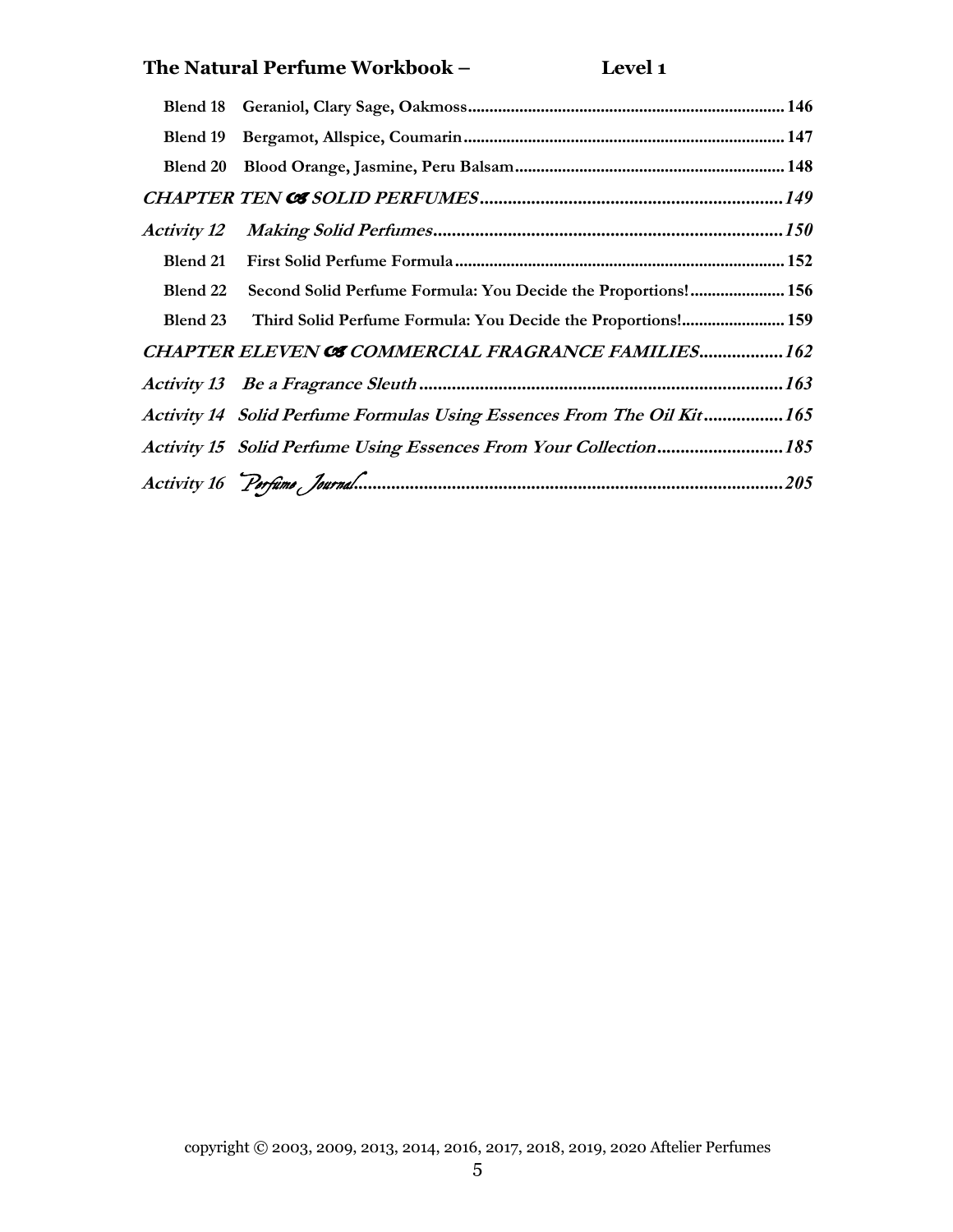**Blend 18 Geraniol, Clary Sage, Oakmoss** .......... 146

**Blend 19 Bergamot, Allspice, Coumarin** .......... 147

**Blend 20 Blood Orange, Jasmine, Peru Balsam** .......... 148

***CHAPTER TEN ☙ SOLID PERFUMES*** .......... *149*

***Activity 12 Making Solid Perfumes*** .......... *150*

**Blend 21 First Solid Perfume Formula** .......... 152

**Blend 22 Second Solid Perfume Formula: You Decide the Proportions!** .......... 156

**Blend 23 Third Solid Perfume Formula: You Decide the Proportions!** .......... 159

***CHAPTER ELEVEN ☙ COMMERCIAL FRAGRANCE FAMILIES*** .......... *162*

***Activity 13 Be a Fragrance Sleuth*** .......... *163*

***Activity 14 Solid Perfume Formulas Using Essences From The Oil Kit*** .......... *165*

***Activity 15 Solid Perfume Using Essences From Your Collection*** .......... *185*

***Activity 16 Perfume Journal*** .......... *205*

copyright © 2003, 2009, 2013, 2014, 2016, 2017, 2018, 2019, 2020 Aftelier Perfumes